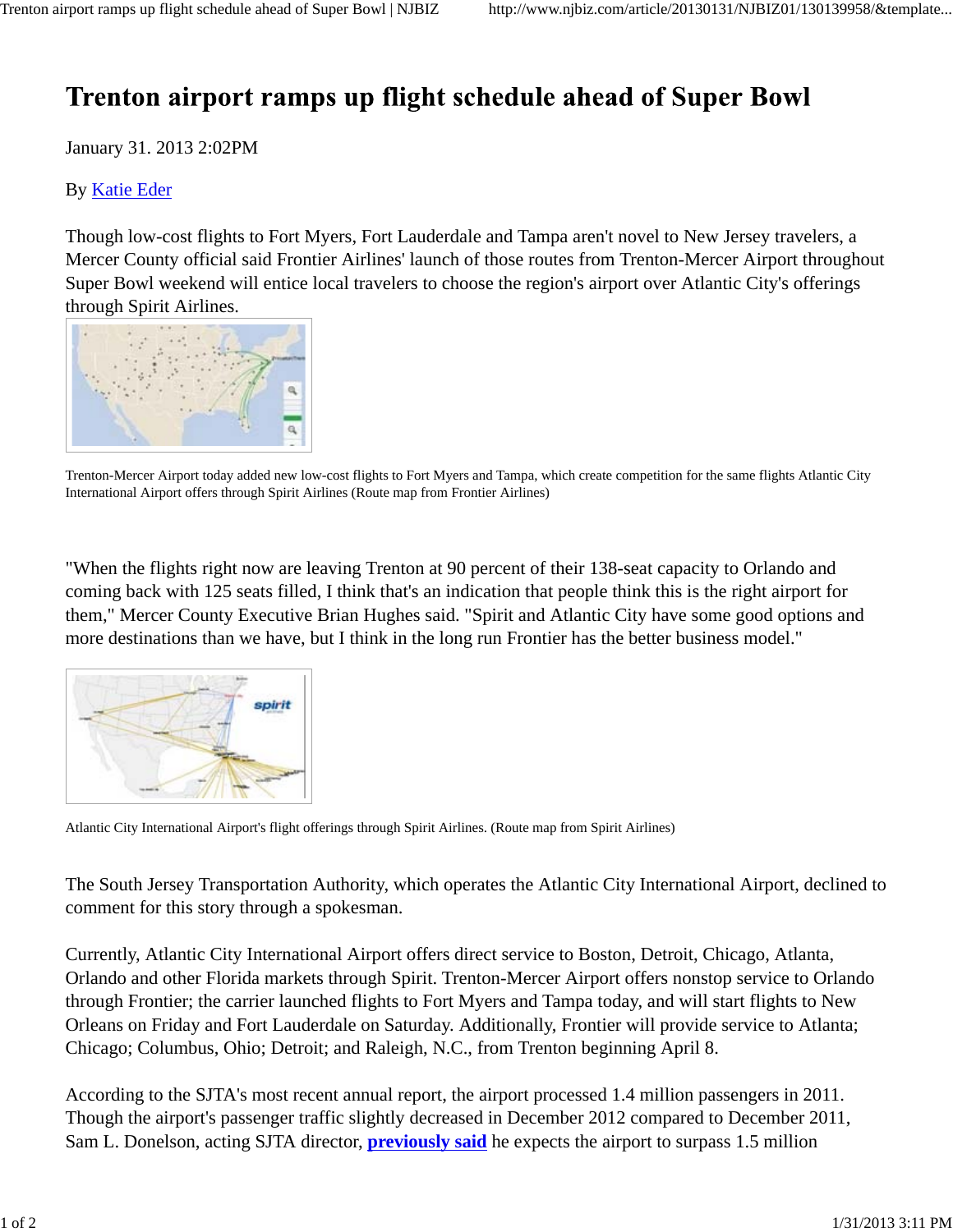# Trenton airport ramps up flight schedule ahead of Super Bowl

January 31. 2013 2:02PM

By Katie Eder

Though low-cost flights to Fort Myers, Fort Lauderdale and Tampa aren't novel to New Jersey travelers, a Mercer County official said Frontier Airlines' launch of those routes from Trenton-Mercer Airport throughout Super Bowl weekend will entice local travelers to choose the region's airport over Atlantic City's offerings through Spirit Airlines.

Trenton-Mercer Airport today added new low-cost flights to Fort Myers and Tampa, which create competition for the same flights Atlantic City International Airport offers through Spirit Airlines (Route map from Frontier Airlines)

"When the flights right now are leaving Trenton at 90 percent of their 138-seat capacity to Orlando and coming back with 125 seats filled, I think that's an indication that people think this is the right airport for them," Mercer County Executive Brian Hughes said. "Spirit and Atlantic City have some good options and more destinations than we have, but I think in the long run Frontier has the better business model."

Atlantic City International Airport's flight offerings through Spirit Airlines. (Route map from Spirit Airlines)

The South Jersey Transportation Authority, which operates the Atlantic City International Airport, declined to comment for this story through a spokesman.

Currently, Atlantic City International Airport offers direct service to Boston, Detroit, Chicago, Atlanta, Orlando and other Florida markets through Spirit. Trenton-Mercer Airport offers nonstop service to Orlando through Frontier; the carrier launched flights to Fort Myers and Tampa today, and will start flights to New Orleans on Friday and Fort Lauderdale on Saturday. Additionally, Frontier will provide service to Atlanta; Chicago; Columbus, Ohio; Detroit; and Raleigh, N.C., from Trenton beginning April 8.

According to the SJTA's most recent annual report, the airport processed 1.4 million passengers in 2011. Though the airport's passenger traffic slightly decreased in December 2012 compared to December 2011, Sam L. Donelson, acting SJTA director, **previously said** he expects the airport to surpass 1.5 million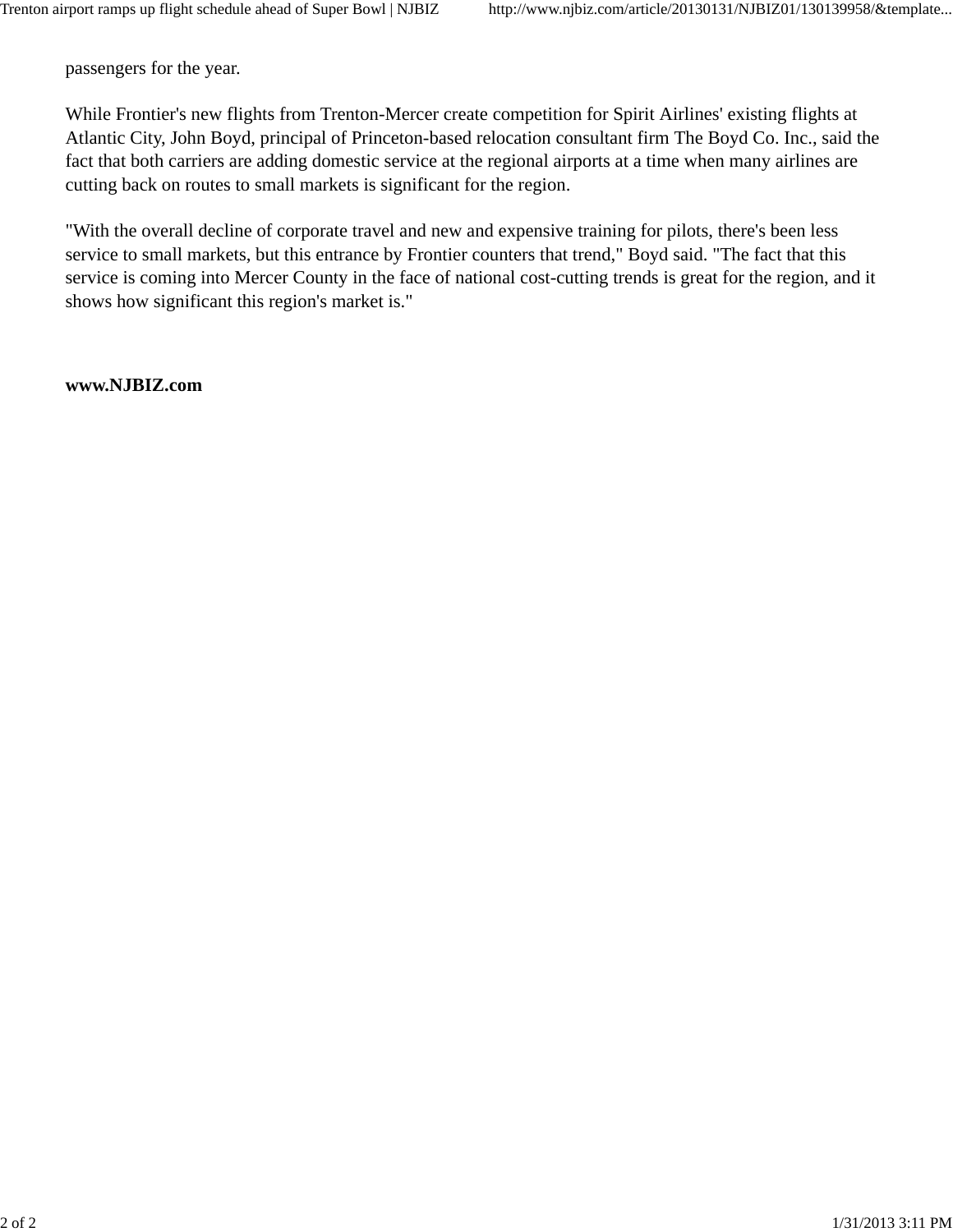passengers for the year.

While Frontier's new flights from Trenton-Mercer create competition for Spirit Airlines' existing flights at Atlantic City, John Boyd, principal of Princeton-based relocation consultant firm The Boyd Co. Inc., said the fact that both carriers are adding domestic service at the regional airports at a time when many airlines are cutting back on routes to small markets is significant for the region.

"With the overall decline of corporate travel and new and expensive training for pilots, there's been less service to small markets, but this entrance by Frontier counters that trend," Boyd said. "The fact that this service is coming into Mercer County in the face of national cost-cutting trends is great for the region, and it shows how significant this region's market is."

**www.NJBIZ.com**